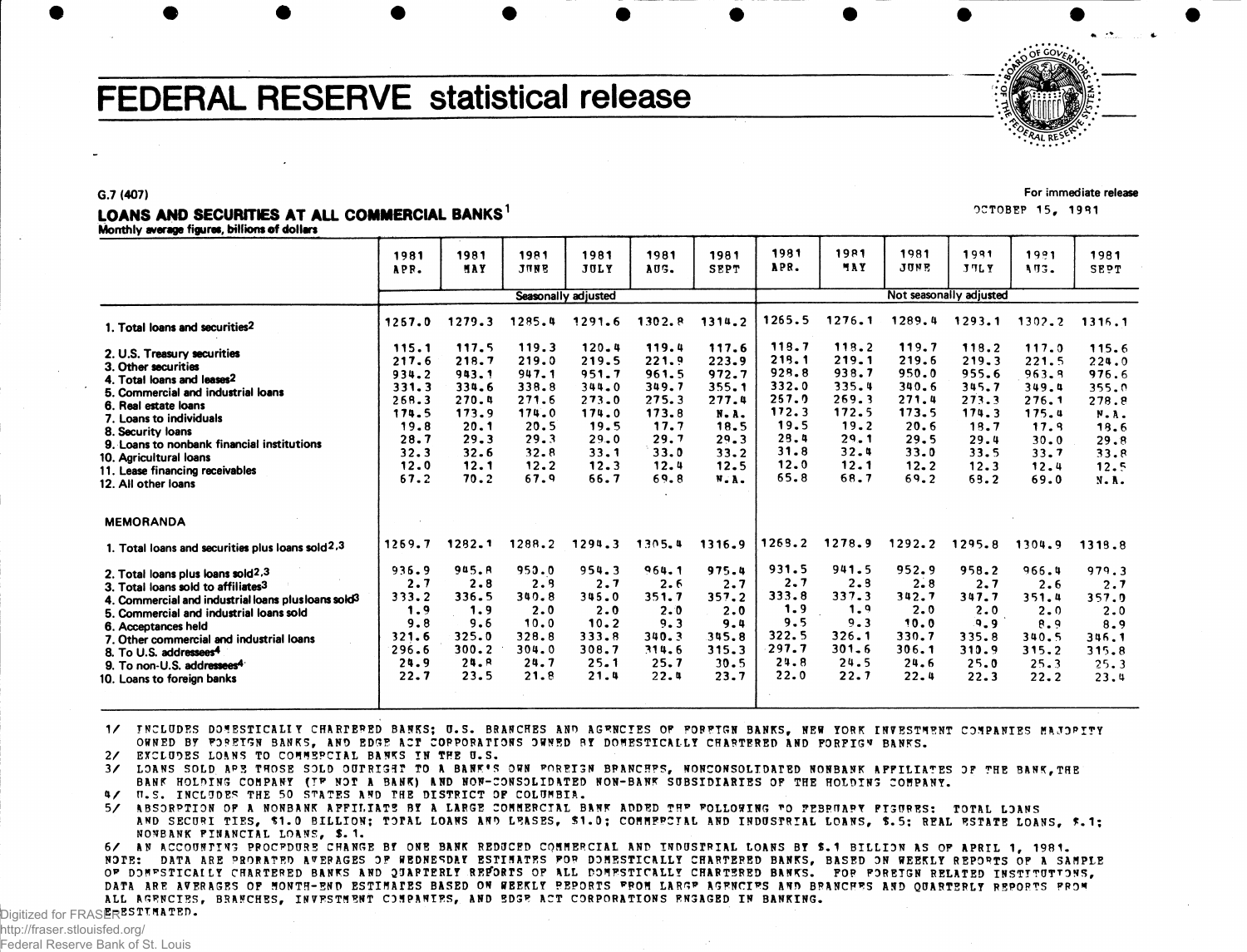# FEDERAL RESERVE statistical release

G.7 (407)

For immediate release
OCTOBER 15, 1981

## LOANS AND SECURITIES AT ALL COMMERCIAL BANKS[1]

Monthly average figures, billions of dollars

| | 1981 APR. | 1981 MAY | 1981 JUNE | 1981 JULY | 1981 AUG. | 1981 SEPT | 1981 APR. | 1981 MAY | 1981 JUNE | 1981 JULY | 1981 AUG. | 1981 SEPT |
|---|---|---|---|---|---|---|---|---|---|---|---|---|
| | Seasonally adjusted | | | | | | Not seasonally adjusted | | | | | |
| 1. Total loans and securities[2] | 1267.0 | 1279.3 | 1285.4 | 1291.6 | 1302.8 | 1314.2 | 1265.5 | 1276.1 | 1289.4 | 1293.1 | 1302.2 | 1316.1 |
| 2. U.S. Treasury securities | 115.1 | 117.5 | 119.3 | 120.4 | 119.4 | 117.6 | 118.7 | 118.2 | 119.7 | 118.2 | 117.0 | 115.6 |
| 3. Other securities | 217.6 | 218.7 | 219.0 | 219.5 | 221.9 | 223.9 | 219.1 | 219.1 | 219.6 | 219.3 | 221.5 | 224.0 |
| 4. Total loans and leases[2] | 934.2 | 943.1 | 947.1 | 951.7 | 961.5 | 972.7 | 928.8 | 938.7 | 950.0 | 955.6 | 963.8 | 976.6 |
| 5. Commercial and industrial loans | 331.3 | 334.6 | 338.8 | 344.0 | 349.7 | 355.1 | 332.0 | 335.4 | 340.6 | 345.7 | 349.4 | 355.0 |
| 6. Real estate loans | 268.3 | 270.4 | 271.6 | 273.0 | 275.3 | 277.4 | 267.0 | 269.3 | 271.4 | 273.3 | 276.1 | 278.8 |
| 7. Loans to individuals | 174.5 | 173.9 | 174.0 | 174.0 | 173.8 | N.A. | 172.3 | 172.5 | 173.5 | 174.3 | 175.4 | N.A. |
| 8. Security loans | 19.8 | 20.1 | 20.5 | 19.5 | 17.7 | 18.5 | 19.5 | 19.2 | 20.6 | 18.7 | 17.8 | 18.6 |
| 9. Loans to nonbank financial institutions | 28.7 | 29.3 | 29.3 | 29.0 | 29.7 | 29.3 | 28.4 | 29.1 | 29.5 | 29.4 | 30.0 | 29.8 |
| 10. Agricultural loans | 32.3 | 32.6 | 32.8 | 33.1 | 33.0 | 33.2 | 31.8 | 32.4 | 33.0 | 33.5 | 33.7 | 33.8 |
| 11. Lease financing receivables | 12.0 | 12.1 | 12.2 | 12.3 | 12.4 | 12.5 | 12.0 | 12.1 | 12.2 | 12.3 | 12.4 | 12.5 |
| 12. All other loans | 67.2 | 70.2 | 67.9 | 66.7 | 69.8 | N.A. | 65.8 | 68.7 | 69.2 | 69.2 | 69.0 | N.A. |
| **MEMORANDA** | | | | | | | | | | | | |
| 1. Total loans and securities plus loans sold[2,3] | 1269.7 | 1282.1 | 1288.2 | 1294.3 | 1305.4 | 1316.9 | 1268.2 | 1278.9 | 1292.2 | 1295.8 | 1304.9 | 1318.8 |
| 2. Total loans plus loans sold[2,3] | 936.9 | 945.8 | 950.0 | 954.3 | 964.1 | 975.4 | 931.5 | 941.5 | 952.9 | 958.2 | 966.4 | 979.3 |
| 3. Total loans sold to affiliates[3] | 2.7 | 2.8 | 2.9 | 2.7 | 2.6 | 2.7 | 2.7 | 2.8 | 2.8 | 2.7 | 2.6 | 2.7 |
| 4. Commercial and industrial loans plus loans sold[3] | 333.2 | 336.5 | 340.8 | 345.0 | 351.7 | 357.2 | 333.8 | 337.3 | 342.7 | 347.7 | 351.4 | 357.0 |
| 5. Commercial and industrial loans sold | 1.9 | 1.9 | 2.0 | 2.0 | 2.0 | 2.0 | 1.9 | 1.9 | 2.0 | 2.0 | 2.0 | 2.0 |
| 6. Acceptances held | 9.8 | 9.6 | 10.0 | 10.2 | 9.3 | 9.4 | 9.5 | 9.3 | 10.0 | 9.9 | 8.9 | 8.9 |
| 7. Other commercial and industrial loans | 321.6 | 325.0 | 328.8 | 333.8 | 340.3 | 345.8 | 322.5 | 326.1 | 330.7 | 335.8 | 340.5 | 346.1 |
| 8. To U.S. addressees[4] | 296.6 | 300.2 | 304.0 | 308.7 | 314.6 | 315.3 | 297.7 | 301.6 | 306.1 | 310.9 | 315.2 | 315.8 |
| 9. To non-U.S. addressees[4] | 24.9 | 24.8 | 24.7 | 25.1 | 25.7 | 30.5 | 24.8 | 24.5 | 24.6 | 25.0 | 25.3 | 25.3 |
| 10. Loans to foreign banks | 22.7 | 23.5 | 21.8 | 21.4 | 22.4 | 23.7 | 22.0 | 22.7 | 22.4 | 22.3 | 22.2 | 23.4 |

1/ INCLUDES DOMESTICALLY CHARTERED BANKS; U.S. BRANCHES AND AGENCIES OF FOREIGN BANKS, NEW YORK INVESTMENT COMPANIES MAJORITY OWNED BY FOREIGN BANKS, AND EDGE ACT CORPORATIONS OWNED BY DOMESTICALLY CHARTERED AND FOREIGN BANKS.
2/ EXCLUDES LOANS TO COMMERCIAL BANKS IN THE U.S.
3/ LOANS SOLD ARE THOSE SOLD OUTRIGHT TO A BANK'S OWN FOREIGN BRANCHES, NONCONSOLIDATED NONBANK AFFILIATES OF THE BANK, THE BANK HOLDING COMPANY (IF NOT A BANK) AND NON-CONSOLIDATED NON-BANK SUBSIDIARIES OF THE HOLDING COMPANY.
4/ U.S. INCLUDES THE 50 STATES AND THE DISTRICT OF COLUMBIA.
5/ ABSORPTION OF A NONBANK AFFILIATE BY A LARGE COMMERCIAL BANK ADDED THE FOLLOWING TO FEBRUARY FIGURES: TOTAL LOANS AND SECURI TIES, $1.0 BILLION; TOTAL LOANS AND LEASES, $1.0; COMMERCIAL AND INDUSTRIAL LOANS, $.5; REAL ESTATE LOANS, $.1; NONBANK FINANCIAL LOANS, $.1.
6/ AN ACCOUNTING PROCEDURE CHANGE BY ONE BANK REDUCED COMMERCIAL AND INDUSTRIAL LOANS BY $.1 BILLION AS OF APRIL 1, 1981.
NOTE: DATA ARE PRORATED AVERAGES OF WEDNESDAY ESTIMATES FOR DOMESTICALLY CHARTERED BANKS, BASED ON WEEKLY REPORTS OF A SAMPLE OF DOMESTICALLY CHARTERED BANKS AND QUARTERLY REPORTS OF ALL DOMESTICALLY CHARTERED BANKS. FOR FOREIGN RELATED INSTITUTIONS, DATA ARE AVERAGES OF MONTH-END ESTIMATES BASED ON WEEKLY REPORTS FROM LARGE AGENCIES AND BRANCHES AND QUARTERLY REPORTS FROM ALL AGENCIES, BRANCHES, INVESTMENT COMPANIES, AND EDGE ACT CORPORATIONS ENGAGED IN BANKING.
E ESTIMATED.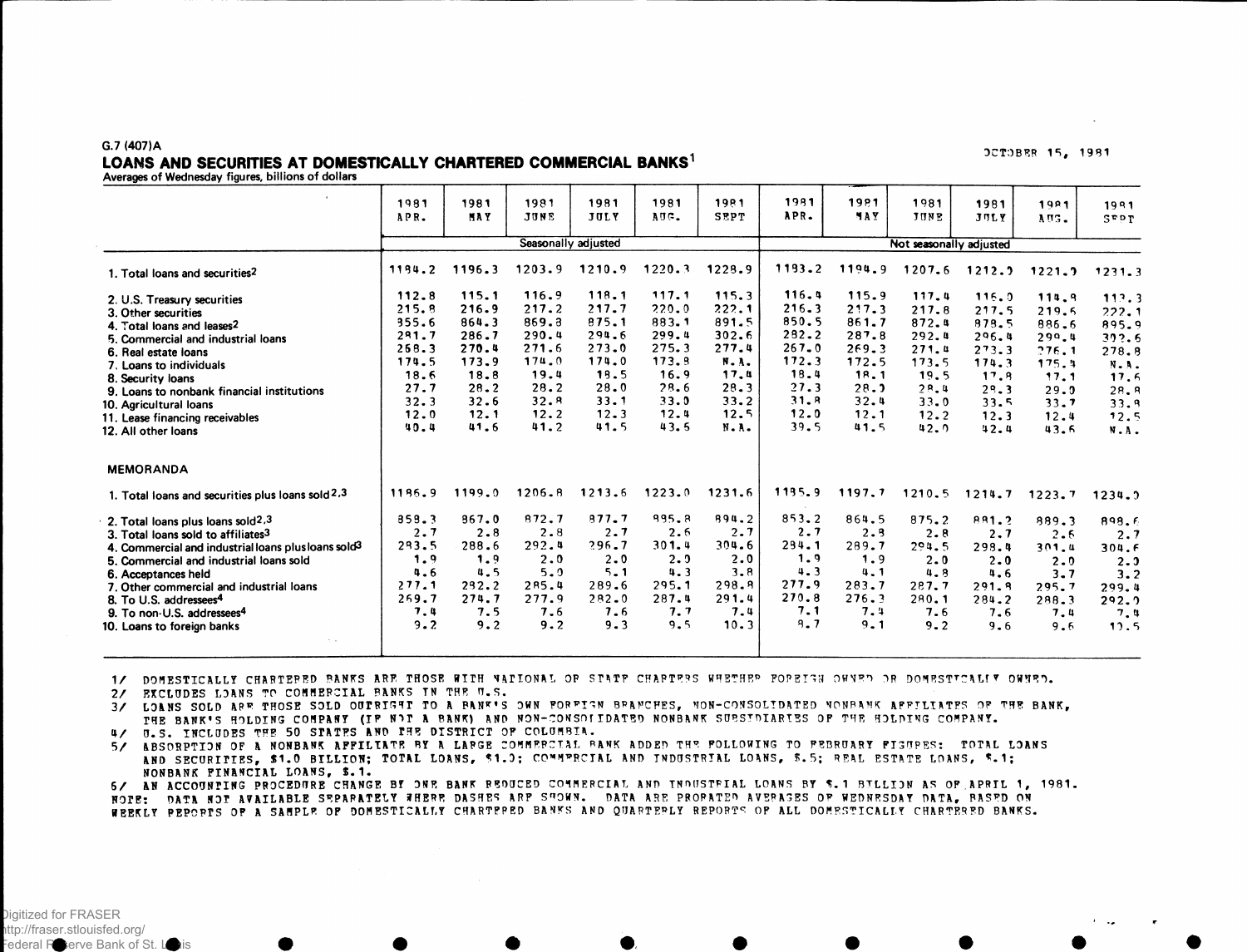G.7 (407)A

OCTOBER 15, 1981

# LOANS AND SECURITIES AT DOMESTICALLY CHARTERED COMMERCIAL BANKS[1]

Averages of Wednesday figures, billions of dollars

| | 1981 APR. | 1981 MAY | 1981 JUNE | 1981 JULY | 1981 AUG. | 1981 SEPT | 1981 APR. | 1981 MAY | 1981 JUNE | 1981 JULY | 1981 AUG. | 1981 SEPT |
|---|---|---|---|---|---|---|---|---|---|---|---|---|
| | Seasonally adjusted | | | | | | Not seasonally adjusted | | | | | |
| 1. Total loans and securities[2] | 1184.2 | 1196.3 | 1203.9 | 1210.9 | 1220.3 | 1228.9 | 1183.2 | 1194.9 | 1207.6 | 1212.0 | 1221.0 | 1231.3 |
| 2. U.S. Treasury securities | 112.8 | 115.1 | 116.9 | 118.1 | 117.1 | 115.3 | 116.4 | 115.9 | 117.4 | 116.0 | 114.8 | 113.3 |
| 3. Other securities | 215.8 | 216.9 | 217.2 | 217.7 | 220.0 | 222.1 | 216.3 | 217.3 | 217.8 | 217.5 | 219.6 | 222.1 |
| 4. Total loans and leases[2] | 855.6 | 864.3 | 869.8 | 875.1 | 883.1 | 891.5 | 850.5 | 861.7 | 872.4 | 878.5 | 886.6 | 895.9 |
| 5. Commercial and industrial loans | 281.7 | 286.7 | 290.4 | 294.6 | 299.4 | 302.6 | 282.2 | 287.8 | 292.4 | 296.4 | 299.4 | 302.6 |
| 6. Real estate loans | 268.3 | 270.4 | 271.6 | 273.0 | 275.3 | 277.4 | 267.0 | 269.3 | 271.4 | 273.3 | 276.1 | 278.8 |
| 7. Loans to individuals | 174.5 | 173.9 | 174.0 | 174.0 | 173.8 | N.A. | 172.3 | 172.5 | 173.5 | 174.3 | 175.4 | N.A. |
| 8. Security loans | 18.6 | 18.8 | 19.4 | 18.5 | 16.9 | 17.4 | 18.4 | 18.1 | 19.5 | 17.8 | 17.1 | 17.6 |
| 9. Loans to nonbank financial institutions | 27.7 | 28.2 | 28.2 | 28.0 | 28.6 | 28.3 | 27.3 | 28.0 | 28.4 | 28.3 | 29.0 | 28.8 |
| 10. Agricultural loans | 32.3 | 32.6 | 32.8 | 33.1 | 33.0 | 33.2 | 31.8 | 32.4 | 33.0 | 33.5 | 33.7 | 33.9 |
| 11. Lease financing receivables | 12.0 | 12.1 | 12.2 | 12.3 | 12.4 | 12.5 | 12.0 | 12.1 | 12.2 | 12.3 | 12.4 | 12.5 |
| 12. All other loans | 40.4 | 41.6 | 41.2 | 41.5 | 43.6 | N.A. | 39.5 | 41.5 | 42.0 | 42.4 | 43.6 | N.A. |
| **MEMORANDA** | | | | | | | | | | | | |
| 1. Total loans and securities plus loans sold[2,3] | 1186.9 | 1199.0 | 1206.8 | 1213.6 | 1223.0 | 1231.6 | 1185.9 | 1197.7 | 1210.5 | 1214.7 | 1223.7 | 1234.0 |
| 2. Total loans plus loans sold[2,3] | 858.3 | 867.0 | 872.7 | 877.7 | 885.8 | 894.2 | 853.2 | 864.5 | 875.2 | 881.2 | 889.3 | 898.6 |
| 3. Total loans sold to affiliates[3] | 2.7 | 2.8 | 2.8 | 2.7 | 2.6 | 2.7 | 2.7 | 2.8 | 2.8 | 2.7 | 2.6 | 2.7 |
| 4. Commercial and industrial loans plus loans sold[3] | 283.5 | 288.6 | 292.4 | 296.7 | 301.4 | 304.6 | 284.1 | 289.7 | 294.5 | 298.4 | 301.4 | 304.6 |
| 5. Commercial and industrial loans sold | 1.9 | 1.9 | 2.0 | 2.0 | 2.0 | 2.0 | 1.9 | 1.9 | 2.0 | 2.0 | 2.0 | 2.0 |
| 6. Acceptances held | 4.6 | 4.5 | 5.0 | 5.1 | 4.3 | 3.8 | 4.3 | 4.1 | 4.8 | 4.6 | 3.7 | 3.2 |
| 7. Other commercial and industrial loans | 277.1 | 282.2 | 285.4 | 289.6 | 295.1 | 298.8 | 277.9 | 283.7 | 287.7 | 291.8 | 295.7 | 299.4 |
| 8. To U.S. addressees[4] | 269.7 | 274.7 | 277.9 | 282.0 | 287.4 | 291.4 | 270.8 | 276.3 | 280.1 | 284.2 | 288.3 | 292.0 |
| 9. To non-U.S. addressees[4] | 7.4 | 7.5 | 7.6 | 7.6 | 7.7 | 7.4 | 7.1 | 7.4 | 7.6 | 7.6 | 7.4 | 7.4 |
| 10. Loans to foreign banks | 9.2 | 9.2 | 9.2 | 9.3 | 9.5 | 10.3 | 8.7 | 9.1 | 9.2 | 9.6 | 9.6 | 10.5 |

1/ DOMESTICALLY CHARTERED BANKS ARE THOSE WITH NATIONAL OR STATE CHARTERS WHETHER FOREIGN OWNED OR DOMESTICALLY OWNED.
2/ EXCLUDES LOANS TO COMMERCIAL BANKS IN THE U.S.
3/ LOANS SOLD ARE THOSE SOLD OUTRIGHT TO A BANK'S OWN FOREIGN BRANCHES, NON-CONSOLIDATED NONBANK AFFILIATES OF THE BANK, THE BANK'S HOLDING COMPANY (IF NOT A BANK) AND NON-CONSOLIDATED NONBANK SUBSIDIARIES OF THE HOLDING COMPANY.
4/ U.S. INCLUDES THE 50 STATES AND THE DISTRICT OF COLUMBIA.
5/ ABSORPTION OF A NONBANK AFFILIATE BY A LARGE COMMERCIAL BANK ADDED THE FOLLOWING TO FEBRUARY FIGURES: TOTAL LOANS AND SECURITIES, $1.0 BILLION; TOTAL LOANS, $1.0; COMMERCIAL AND INDUSTRIAL LOANS, $.5; REAL ESTATE LOANS, $.1; NONBANK FINANCIAL LOANS, $.1.
6/ AN ACCOUNTING PROCEDURE CHANGE BY ONE BANK REDUCED COMMERCIAL AND INDUSTRIAL LOANS BY $.1 BILLION AS OF APRIL 1, 1981.
NOTE: DATA NOT AVAILABLE SEPARATELY WHERE DASHES ARE SHOWN. DATA ARE PRORATED AVERAGES OF WEDNESDAY DATA, BASED ON WEEKLY REPORTS OF A SAMPLE OF DOMESTICALLY CHARTERED BANKS AND QUARTERLY REPORTS OF ALL DOMESTICALLY CHARTERED BANKS.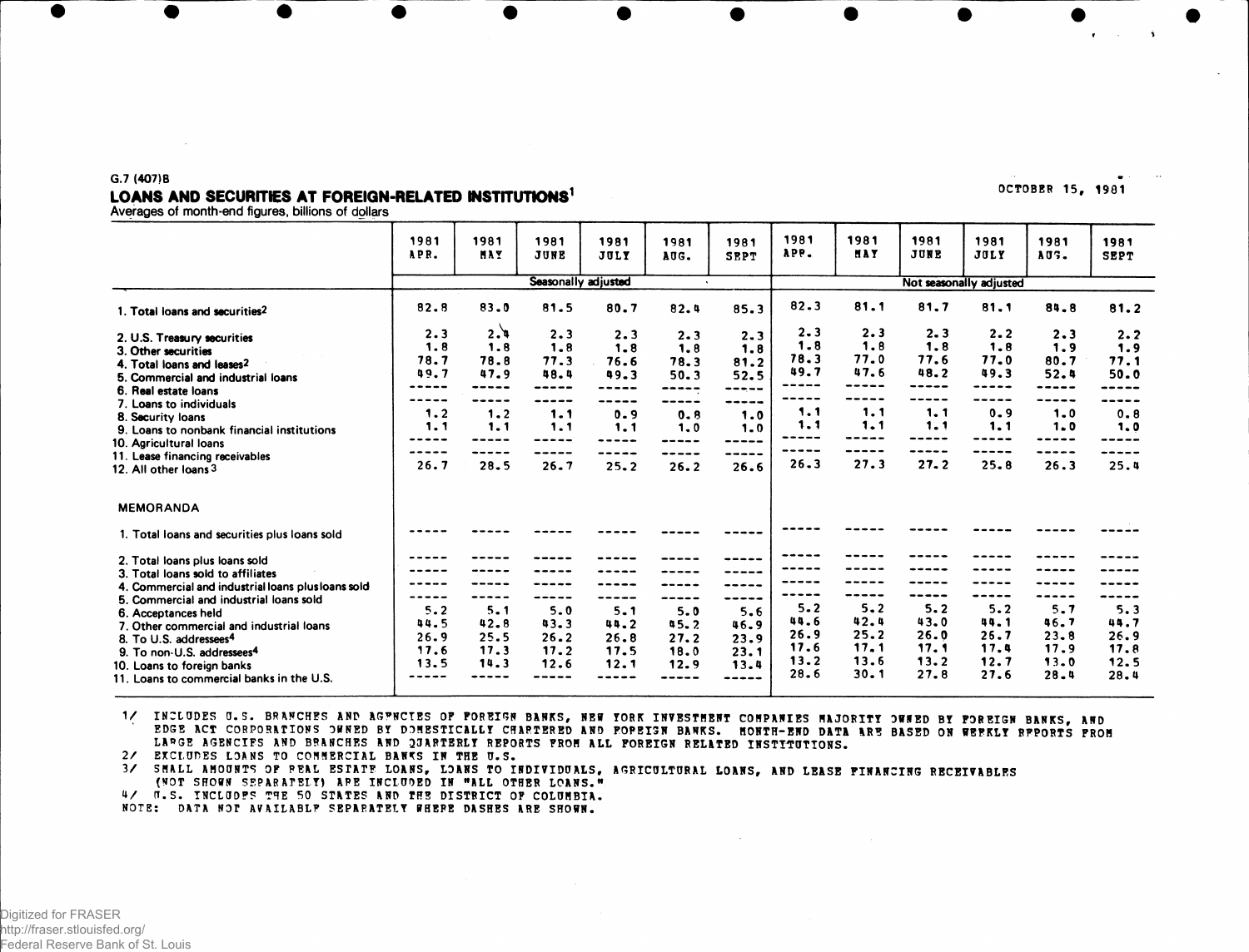G.7 (407)B

OCTOBER 15, 1981

## LOANS AND SECURITIES AT FOREIGN-RELATED INSTITUTIONS[1]

Averages of month-end figures, billions of dollars

| | 1981 APR. | 1981 MAY | 1981 JUNE | 1981 JULY | 1981 AUG. | 1981 SEPT | 1981 APR. | 1981 MAY | 1981 JUNE | 1981 JULY | 1981 AUG. | 1981 SEPT |
|---|---|---|---|---|---|---|---|---|---|---|---|---|
| | Seasonally adjusted | | | | | | Not seasonally adjusted | | | | | |
| 1. Total loans and securities[2] | 82.8 | 83.0 | 81.5 | 80.7 | 82.4 | 85.3 | 82.3 | 81.1 | 81.7 | 81.1 | 84.8 | 81.2 |
| 2. U.S. Treasury securities | 2.3 | 2.4 | 2.3 | 2.3 | 2.3 | 2.3 | 2.3 | 2.3 | 2.3 | 2.2 | 2.3 | 2.2 |
| 3. Other securities | 1.8 | 1.8 | 1.8 | 1.8 | 1.8 | 1.8 | 1.8 | 1.8 | 1.8 | 1.8 | 1.9 | 1.9 |
| 4. Total loans and leases[2] | 78.7 | 78.8 | 77.3 | 76.6 | 78.3 | 81.2 | 78.3 | 77.0 | 77.6 | 77.0 | 80.7 | 77.1 |
| 5. Commercial and industrial loans | 49.7 | 47.9 | 48.4 | 49.3 | 50.3 | 52.5 | 49.7 | 47.6 | 48.2 | 49.3 | 52.4 | 50.0 |
| 6. Real estate loans | ----- | ----- | ----- | ----- | ----- | ----- | ----- | ----- | ----- | ----- | ----- | ----- |
| 7. Loans to individuals | ----- | ----- | ----- | ----- | ----- | ----- | ----- | ----- | ----- | ----- | ----- | ----- |
| 8. Security loans | 1.2 | 1.2 | 1.1 | 0.9 | 0.8 | 1.0 | 1.1 | 1.1 | 1.1 | 0.9 | 1.0 | 0.8 |
| 9. Loans to nonbank financial institutions | 1.1 | 1.1 | 1.1 | 1.1 | 1.0 | 1.0 | 1.1 | 1.1 | 1.1 | 1.1 | 1.0 | 1.0 |
| 10. Agricultural loans | ----- | ----- | ----- | ----- | ----- | ----- | ----- | ----- | ----- | ----- | ----- | ----- |
| 11. Lease financing receivables | ----- | ----- | ----- | ----- | ----- | ----- | ----- | ----- | ----- | ----- | ----- | ----- |
| 12. All other loans[3] | 26.7 | 28.5 | 26.7 | 25.2 | 26.2 | 26.6 | 26.3 | 27.3 | 27.2 | 25.8 | 26.3 | 25.4 |
| **MEMORANDA** | | | | | | | | | | | | |
| 1. Total loans and securities plus loans sold | ----- | ----- | ----- | ----- | ----- | ----- | ----- | ----- | ----- | ----- | ----- | ----- |
| 2. Total loans plus loans sold | ----- | ----- | ----- | ----- | ----- | ----- | ----- | ----- | ----- | ----- | ----- | ----- |
| 3. Total loans sold to affiliates | ----- | ----- | ----- | ----- | ----- | ----- | ----- | ----- | ----- | ----- | ----- | ----- |
| 4. Commercial and industrial loans plus loans sold | ----- | ----- | ----- | ----- | ----- | ----- | ----- | ----- | ----- | ----- | ----- | ----- |
| 5. Commercial and industrial loans sold | ----- | ----- | ----- | ----- | ----- | ----- | ----- | ----- | ----- | ----- | ----- | ----- |
| 6. Acceptances held | 5.2 | 5.1 | 5.0 | 5.1 | 5.0 | 5.6 | 5.2 | 5.2 | 5.2 | 5.2 | 5.7 | 5.3 |
| 7. Other commercial and industrial loans | 44.5 | 42.8 | 43.3 | 44.2 | 45.2 | 46.9 | 44.6 | 42.4 | 43.0 | 44.1 | 46.7 | 44.7 |
| 8. To U.S. addressees[4] | 26.9 | 25.5 | 26.2 | 26.8 | 27.2 | 23.9 | 26.9 | 25.2 | 26.0 | 26.7 | 23.8 | 26.9 |
| 9. To non-U.S. addressees[4] | 17.6 | 17.3 | 17.2 | 17.5 | 18.0 | 23.1 | 17.6 | 17.1 | 17.1 | 17.4 | 17.9 | 17.8 |
| 10. Loans to foreign banks | 13.5 | 14.3 | 12.6 | 12.1 | 12.9 | 13.4 | 13.2 | 13.6 | 13.2 | 12.7 | 13.0 | 12.5 |
| 11. Loans to commercial banks in the U.S. | ----- | ----- | ----- | ----- | ----- | ----- | 28.6 | 30.1 | 27.8 | 27.6 | 28.4 | 28.4 |

1/ INCLUDES U.S. BRANCHES AND AGENCIES OF FOREIGN BANKS, NEW YORK INVESTMENT COMPANIES MAJORITY OWNED BY FOREIGN BANKS, AND EDGE ACT CORPORATIONS OWNED BY DOMESTICALLY CHARTERED AND FOREIGN BANKS. MONTH-END DATA ARE BASED ON WEEKLY REPORTS FROM LARGE AGENCIES AND BRANCHES AND QUARTERLY REPORTS FROM ALL FOREIGN RELATED INSTITUTIONS.

2/ EXCLUDES LOANS TO COMMERCIAL BANKS IN THE U.S.

3/ SMALL AMOUNTS OF REAL ESTATE LOANS, LOANS TO INDIVIDUALS, AGRICULTURAL LOANS, AND LEASE FINANCING RECEIVABLES (NOT SHOWN SEPARATELY) ARE INCLUDED IN "ALL OTHER LOANS."

4/ U.S. INCLUDES THE 50 STATES AND THE DISTRICT OF COLUMBIA.

NOTE: DATA NOT AVAILABLE SEPARATELY WHERE DASHES ARE SHOWN.